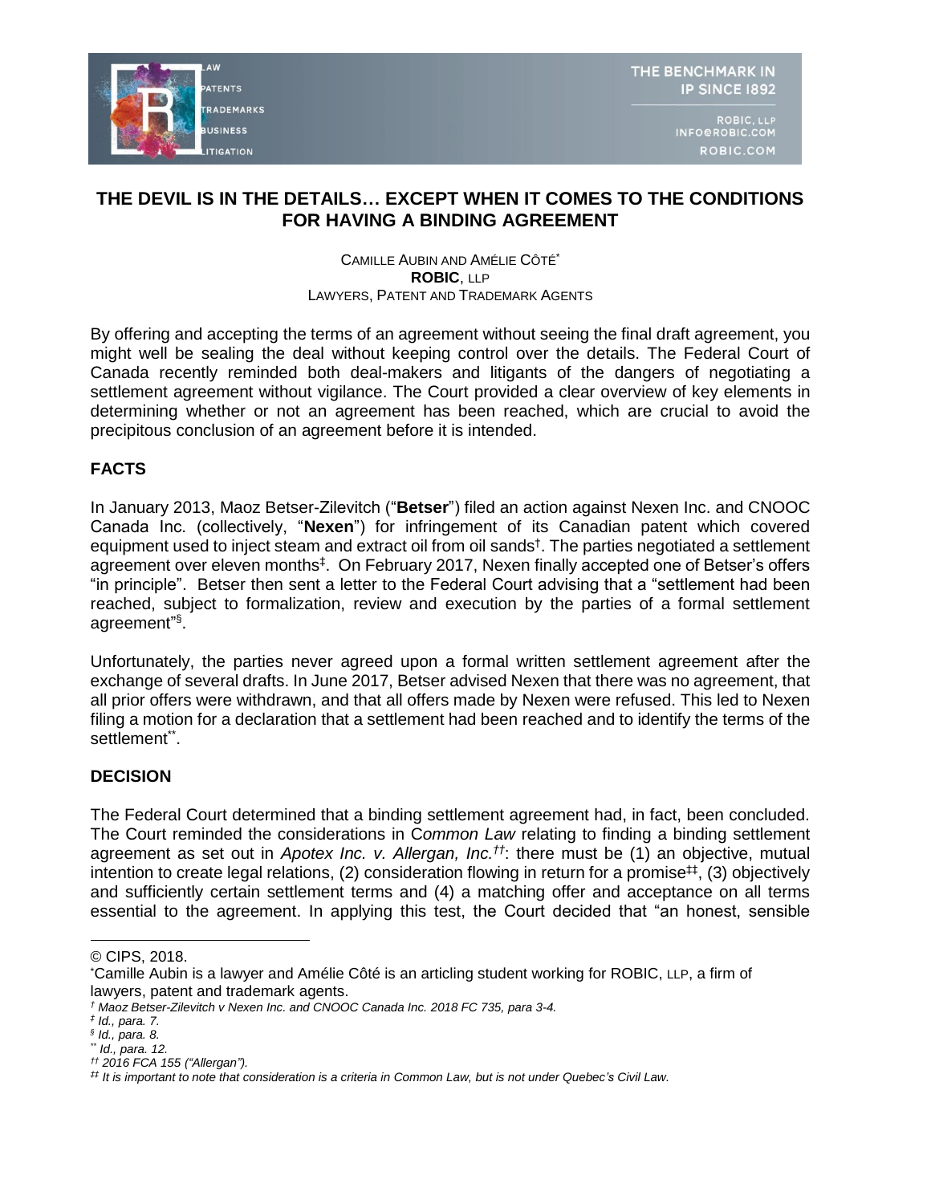# THE DEVIL IS IN THE DETAILS… EXCEPT WHEN IT COMES TO THE CONDITIONS FOR HAVING A BINDING AGREEMENT

CAMILLE AUBIN AND AMÉLIE CÔTÉ[*]
**ROBIC**, LLP
LAWYERS, PATENT AND TRADEMARK AGENTS

By offering and accepting the terms of an agreement without seeing the final draft agreement, you might well be sealing the deal without keeping control over the details. The Federal Court of Canada recently reminded both deal-makers and litigants of the dangers of negotiating a settlement agreement without vigilance. The Court provided a clear overview of key elements in determining whether or not an agreement has been reached, which are crucial to avoid the precipitous conclusion of an agreement before it is intended.

## FACTS

In January 2013, Maoz Betser-Zilevitch ("**Betser**") filed an action against Nexen Inc. and CNOOC Canada Inc. (collectively, "**Nexen**") for infringement of its Canadian patent which covered equipment used to inject steam and extract oil from oil sands[†]. The parties negotiated a settlement agreement over eleven months[‡]. On February 2017, Nexen finally accepted one of Betser's offers "in principle". Betser then sent a letter to the Federal Court advising that a "settlement had been reached, subject to formalization, review and execution by the parties of a formal settlement agreement"[§].

Unfortunately, the parties never agreed upon a formal written settlement agreement after the exchange of several drafts. In June 2017, Betser advised Nexen that there was no agreement, that all prior offers were withdrawn, and that all offers made by Nexen were refused. This led to Nexen filing a motion for a declaration that a settlement had been reached and to identify the terms of the settlement[**].

## DECISION

The Federal Court determined that a binding settlement agreement had, in fact, been concluded. The Court reminded the considerations in C*ommon Law* relating to finding a binding settlement agreement as set out in *Apotex Inc. v. Allergan, Inc.*[††]: there must be (1) an objective, mutual intention to create legal relations, (2) consideration flowing in return for a promise[‡‡], (3) objectively and sufficiently certain settlement terms and (4) a matching offer and acceptance on all terms essential to the agreement. In applying this test, the Court decided that "an honest, sensible

---

© CIPS, 2018.

[*] Camille Aubin is a lawyer and Amélie Côté is an articling student working for ROBIC, LLP, a firm of lawyers, patent and trademark agents.

[†] *Maoz Betser-Zilevitch v Nexen Inc. and CNOOC Canada Inc. 2018 FC 735, para 3-4.*

[‡] *Id., para. 7.*

[§] *Id., para. 8.*

[**] *Id., para. 12.*

[††] *2016 FCA 155 ("Allergan").*

[‡‡] *It is important to note that consideration is a criteria in Common Law, but is not under Quebec's Civil Law.*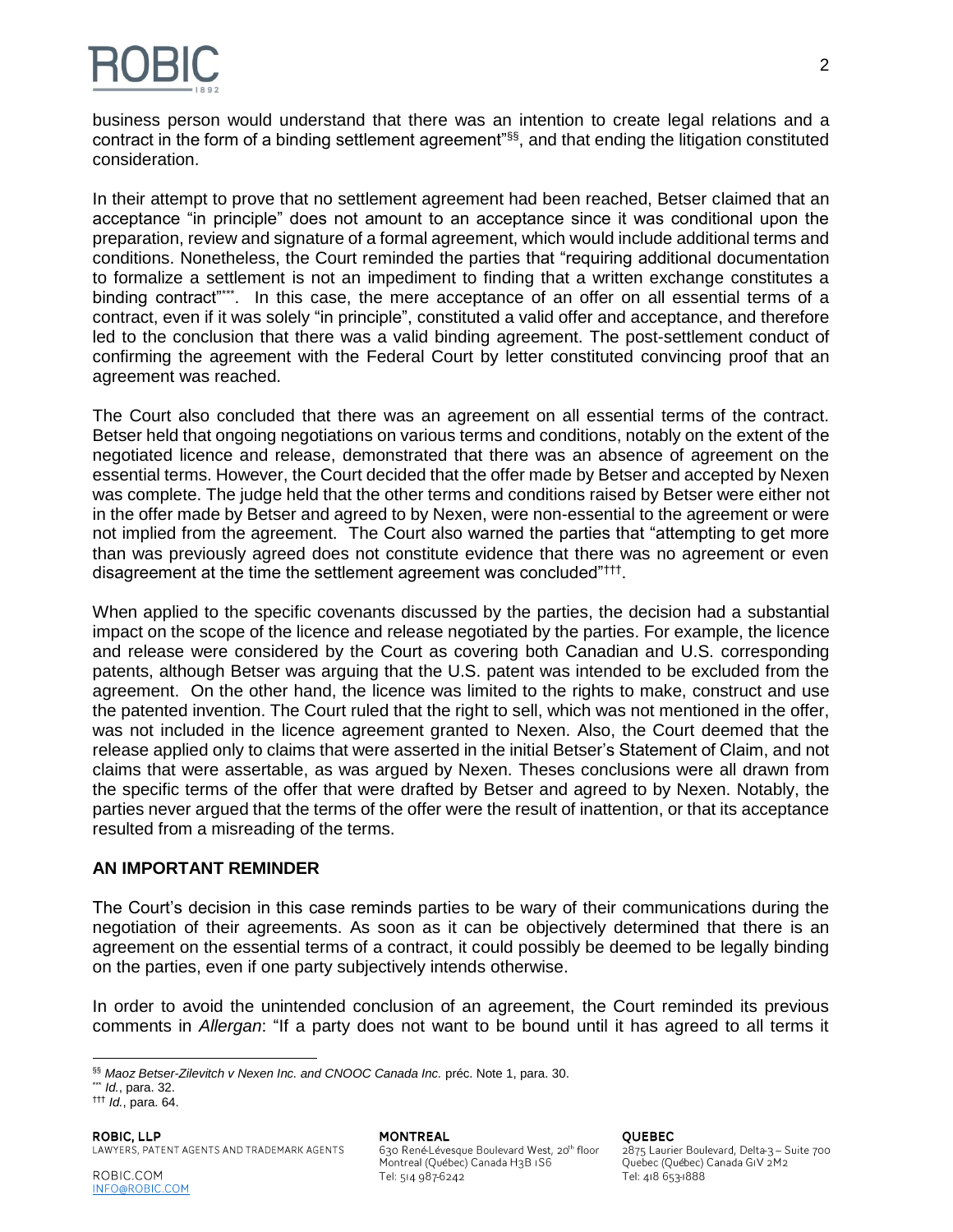business person would understand that there was an intention to create legal relations and a contract in the form of a binding settlement agreement"[§§], and that ending the litigation constituted consideration.

In their attempt to prove that no settlement agreement had been reached, Betser claimed that an acceptance "in principle" does not amount to an acceptance since it was conditional upon the preparation, review and signature of a formal agreement, which would include additional terms and conditions. Nonetheless, the Court reminded the parties that "requiring additional documentation to formalize a settlement is not an impediment to finding that a written exchange constitutes a binding contract"[***]. In this case, the mere acceptance of an offer on all essential terms of a contract, even if it was solely "in principle", constituted a valid offer and acceptance, and therefore led to the conclusion that there was a valid binding agreement. The post-settlement conduct of confirming the agreement with the Federal Court by letter constituted convincing proof that an agreement was reached.

The Court also concluded that there was an agreement on all essential terms of the contract. Betser held that ongoing negotiations on various terms and conditions, notably on the extent of the negotiated licence and release, demonstrated that there was an absence of agreement on the essential terms. However, the Court decided that the offer made by Betser and accepted by Nexen was complete. The judge held that the other terms and conditions raised by Betser were either not in the offer made by Betser and agreed to by Nexen, were non-essential to the agreement or were not implied from the agreement. The Court also warned the parties that "attempting to get more than was previously agreed does not constitute evidence that there was no agreement or even disagreement at the time the settlement agreement was concluded"[†††].

When applied to the specific covenants discussed by the parties, the decision had a substantial impact on the scope of the licence and release negotiated by the parties. For example, the licence and release were considered by the Court as covering both Canadian and U.S. corresponding patents, although Betser was arguing that the U.S. patent was intended to be excluded from the agreement. On the other hand, the licence was limited to the rights to make, construct and use the patented invention. The Court ruled that the right to sell, which was not mentioned in the offer, was not included in the licence agreement granted to Nexen. Also, the Court deemed that the release applied only to claims that were asserted in the initial Betser's Statement of Claim, and not claims that were assertable, as was argued by Nexen. Theses conclusions were all drawn from the specific terms of the offer that were drafted by Betser and agreed to by Nexen. Notably, the parties never argued that the terms of the offer were the result of inattention, or that its acceptance resulted from a misreading of the terms.

## AN IMPORTANT REMINDER

The Court's decision in this case reminds parties to be wary of their communications during the negotiation of their agreements. As soon as it can be objectively determined that there is an agreement on the essential terms of a contract, it could possibly be deemed to be legally binding on the parties, even if one party subjectively intends otherwise.

In order to avoid the unintended conclusion of an agreement, the Court reminded its previous comments in *Allergan*: "If a party does not want to be bound until it has agreed to all terms it

---

[§§] *Maoz Betser-Zilevitch v Nexen Inc. and CNOOC Canada Inc.* préc. Note 1, para. 30.

[***] *Id.*, para. 32.

[†††] *Id.*, para. 64.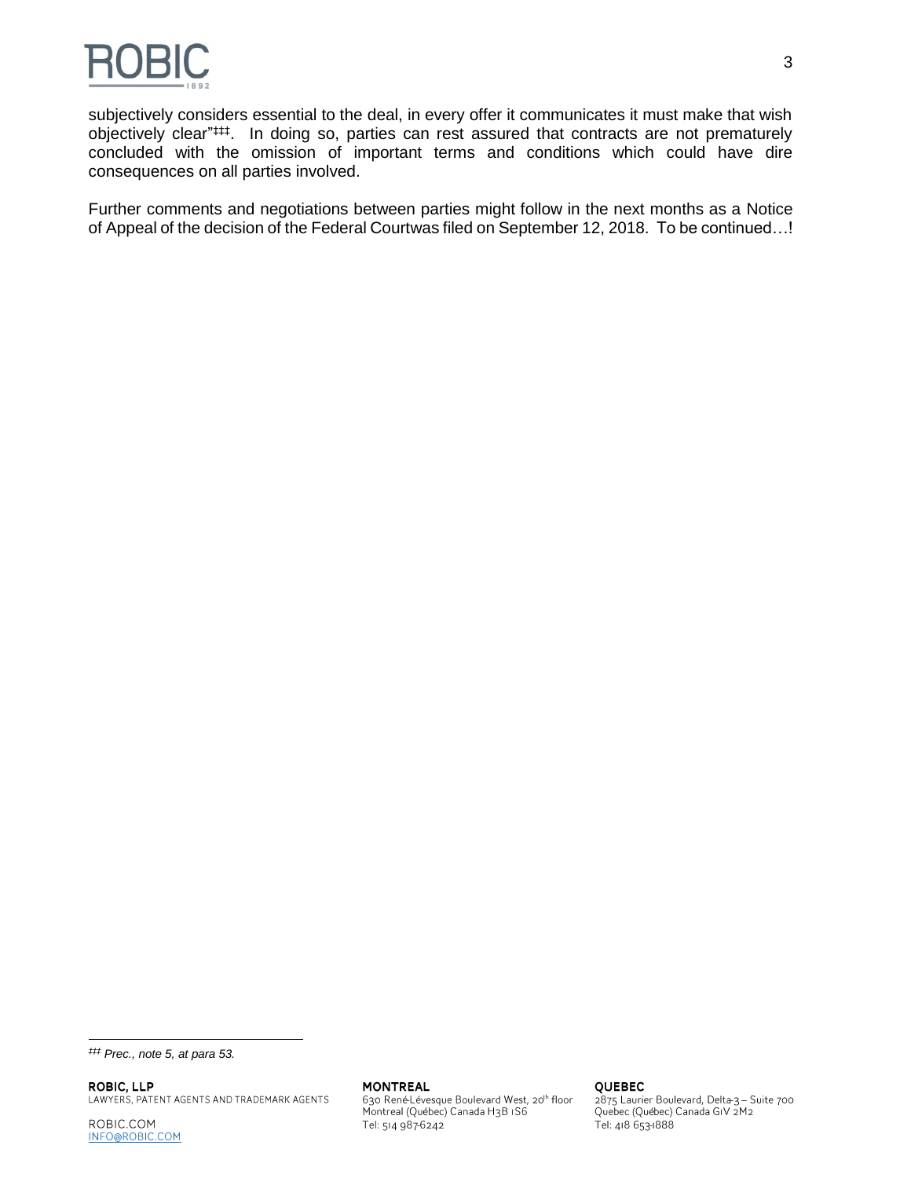subjectively considers essential to the deal, in every offer it communicates it must make that wish objectively clear"[‡‡‡]. In doing so, parties can rest assured that contracts are not prematurely concluded with the omission of important terms and conditions which could have dire consequences on all parties involved.

Further comments and negotiations between parties might follow in the next months as a Notice of Appeal of the decision of the Federal Courtwas filed on September 12, 2018. To be continued…!

---

[‡‡‡] *Prec., note 5, at para 53.*